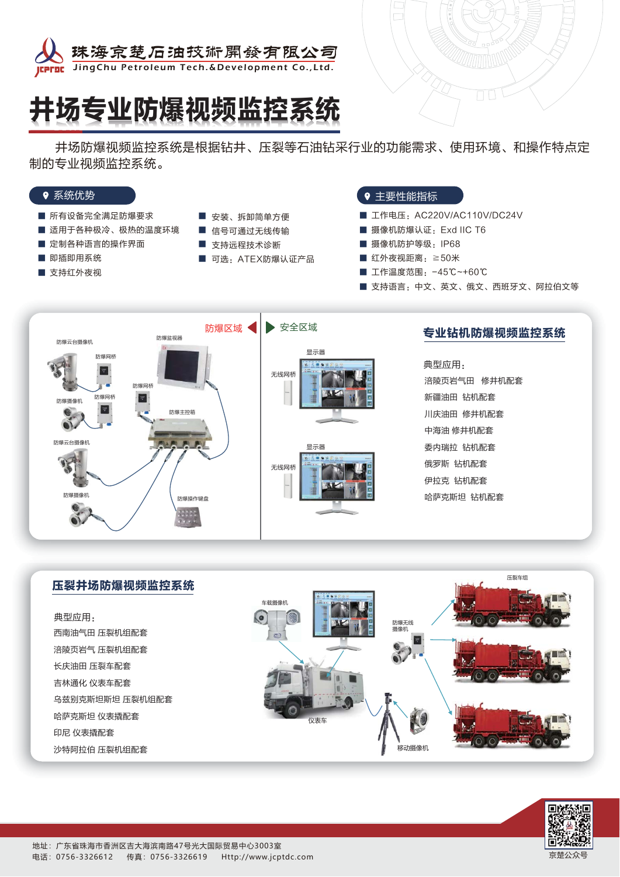珠海京楚石油技術開發有限公司
JingChu Petroleum Tech.&Development Co.,Ltd.

# 井场专业防爆视频监控系统

井场防爆视频监控系统是根据钻井、压裂等石油钻采行业的功能需求、使用环境、和操作特点定制的专业视频监控系统。

## 系统优势

- 所有设备完全满足防爆要求
- 适用于各种极冷、极热的温度环境
- 定制各种语言的操作界面
- 即插即用系统
- 支持红外夜视
- 安装、拆卸简单方便
- 信号可通过无线传输
- 支持远程技术诊断
- 可选：ATEX防爆认证产品

## 主要性能指标

- 工作电压：AC220V/AC110V/DC24V
- 摄像机防爆认证：Exd IIC T6
- 摄像机防护等级：IP68
- 红外夜视距离：≥50米
- 工作温度范围：-45℃~+60℃
- 支持语言：中文、英文、俄文、西班牙文、阿拉伯文等

防爆区域 | 安全区域

防爆云台摄像机、防爆网桥、防爆监视器、防爆摄像机、防爆主控箱、防爆操作键盘、无线网桥、显示器

## 专业钻机防爆视频监控系统

典型应用：

- 涪陵页岩气田　修井机配套
- 新疆油田　钻机配套
- 川庆油田　修井机配套
- 中海油 修井机配套
- 委内瑞拉　钻机配套
- 俄罗斯　钻机配套
- 伊拉克　钻机配套
- 哈萨克斯坦　钻机配套

## 压裂井场防爆视频监控系统

典型应用：

- 西南油气田 压裂机组配套
- 涪陵页岩气 压裂机组配套
- 长庆油田 压裂车配套
- 吉林通化 仪表车配套
- 乌兹别克斯坦斯坦 压裂机组配套
- 哈萨克斯坦 仪表撬配套
- 印尼 仪表撬配套
- 沙特阿拉伯 压裂机组配套

车载摄像机、仪表车、防爆无线摄像机、移动摄像机、压裂车组

地址：广东省珠海市香洲区吉大海滨南路47号光大国际贸易中心3003室
电话：0756-3326612　传真：0756-3326619　Http://www.jcptdc.com

京楚公众号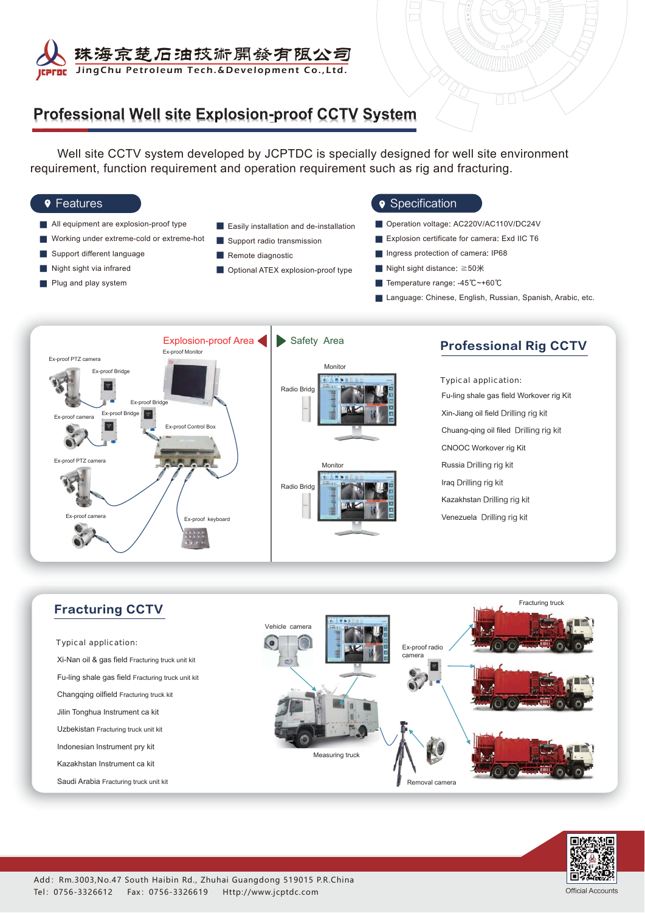珠海京楚石油技術開發有限公司
JingChu Petroleum Tech.&Development Co.,Ltd.

# Professional Well site Explosion-proof CCTV System

Well site CCTV system developed by JCPTDC is specially designed for well site environment requirement, function requirement and operation requirement such as rig and fracturing.

## Features

- All equipment are explosion-proof type
- Working under extreme-cold or extreme-hot
- Support different language
- Night sight via infrared
- Plug and play system
- Easily installation and de-installation
- Support radio transmission
- Remote diagnostic
- Optional ATEX explosion-proof type

## Specification

- Operation voltage: AC220V/AC110V/DC24V
- Explosion certificate for camera: Exd IIC T6
- Ingress protection of camera: IP68
- Night sight distance: ≧50米
- Temperature range: -45℃~+60℃
- Language: Chinese, English, Russian, Spanish, Arabic, etc.

Explosion-proof Area

Ex-proof Monitor
Ex-proof PTZ camera
Ex-proof Bridge
Ex-proof Bridge
Ex-proof camera
Ex-proof Bridge
Ex-proof Control Box
Ex-proof PTZ camera
Ex-proof camera
Ex-proof keyboard

Safety Area

Monitor
Radio Brig
Monitor
Radio Brig

## Professional Rig CCTV

Typical application:

- Fu-ling shale gas field Workover rig Kit
- Xin-Jiang oil field Drilling rig kit
- Chuang-qing oil filed Drilling rig kit
- CNOOC Workover rig Kit
- Russia Drilling rig kit
- Iraq Drilling rig kit
- Kazakhstan Drilling rig kit
- Venezuela Drilling rig kit

## Fracturing CCTV

Typical application:

- Xi-Nan oil & gas field Fracturing truck unit kit
- Fu-ling shale gas field Fracturing truck unit kit
- Changqing oilfield Fracturing truck kit
- Jilin Tonghua Instrument ca kit
- Uzbekistan Fracturing truck unit kit
- Indonesian Instrument pry kit
- Kazakhstan Instrument ca kit
- Saudi Arabia Fracturing truck unit kit

Vehicle camera
Fracturing truck
Ex-proof radio camera
Measuring truck
Removal camera

Add: Rm.3003,No.47 South Haibin Rd., Zhuhai Guangdong 519015 P.R.China
Tel: 0756-3326612 Fax: 0756-3326619 Http://www.jcptdc.com

Official Accounts